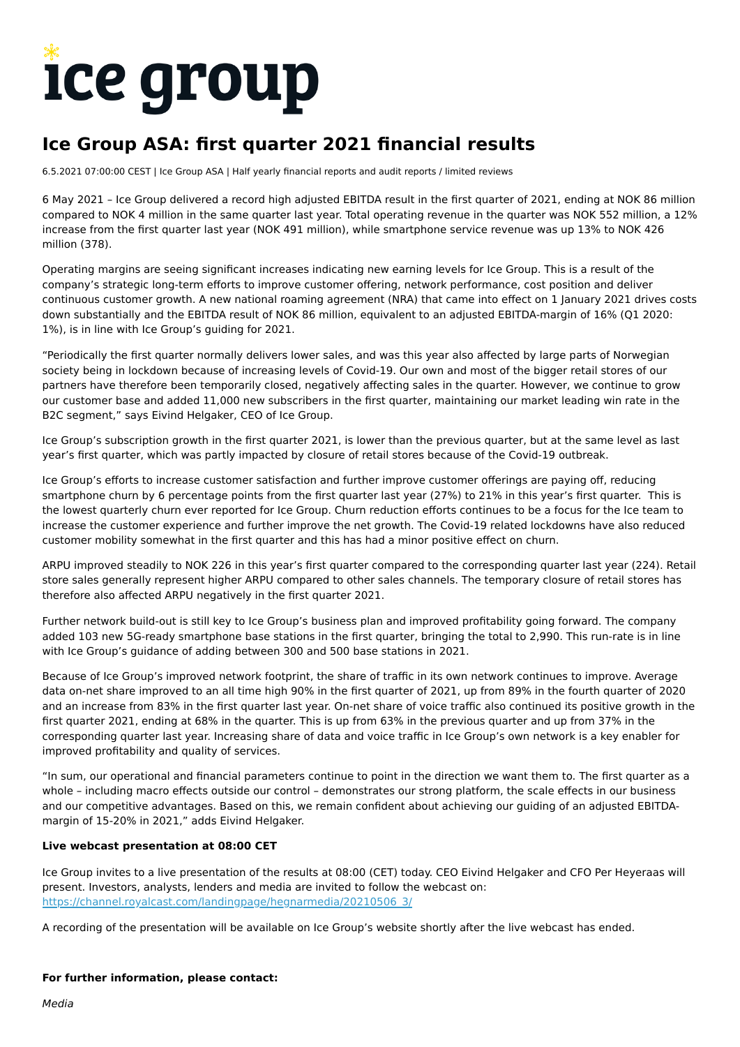# Ice Group ASA: first quarter 2021 financial results

6.5.2021 07:00:00 CEST | Ice Group ASA | Half yearly financial reports and audit reports / limited reviews

6 May 2021 – Ice Group delivered a record high adjusted EBITDA result in the first quarter of 2021, ending at NOK 86 million compared to NOK 4 million in the same quarter last year. Total operating revenue in the quarter was NOK 552 million, a 12% increase from the first quarter last year (NOK 491 million), while smartphone service revenue was up 13% to NOK 426 million (378).

Operating margins are seeing significant increases indicating new earning levels for Ice Group. This is a result of the company's strategic long-term efforts to improve customer offering, network performance, cost position and deliver continuous customer growth. A new national roaming agreement (NRA) that came into effect on 1 January 2021 drives costs down substantially and the EBITDA result of NOK 86 million, equivalent to an adjusted EBITDA-margin of 16% (Q1 2020: 1%), is in line with Ice Group's guiding for 2021.

"Periodically the first quarter normally delivers lower sales, and was this year also affected by large parts of Norwegian society being in lockdown because of increasing levels of Covid-19. Our own and most of the bigger retail stores of our partners have therefore been temporarily closed, negatively affecting sales in the quarter. However, we continue to grow our customer base and added 11,000 new subscribers in the first quarter, maintaining our market leading win rate in the B2C segment," says Eivind Helgaker, CEO of Ice Group.

Ice Group's subscription growth in the first quarter 2021, is lower than the previous quarter, but at the same level as last year's first quarter, which was partly impacted by closure of retail stores because of the Covid-19 outbreak.

Ice Group's efforts to increase customer satisfaction and further improve customer offerings are paying off, reducing smartphone churn by 6 percentage points from the first quarter last year (27%) to 21% in this year's first quarter. This is the lowest quarterly churn ever reported for Ice Group. Churn reduction efforts continues to be a focus for the Ice team to increase the customer experience and further improve the net growth. The Covid-19 related lockdowns have also reduced customer mobility somewhat in the first quarter and this has had a minor positive effect on churn.

ARPU improved steadily to NOK 226 in this year's first quarter compared to the corresponding quarter last year (224). Retail store sales generally represent higher ARPU compared to other sales channels. The temporary closure of retail stores has therefore also affected ARPU negatively in the first quarter 2021.

Further network build-out is still key to Ice Group's business plan and improved profitability going forward. The company added 103 new 5G-ready smartphone base stations in the first quarter, bringing the total to 2,990. This run-rate is in line with Ice Group's guidance of adding between 300 and 500 base stations in 2021.

Because of Ice Group's improved network footprint, the share of traffic in its own network continues to improve. Average data on-net share improved to an all time high 90% in the first quarter of 2021, up from 89% in the fourth quarter of 2020 and an increase from 83% in the first quarter last year. On-net share of voice traffic also continued its positive growth in the first quarter 2021, ending at 68% in the quarter. This is up from 63% in the previous quarter and up from 37% in the corresponding quarter last year. Increasing share of data and voice traffic in Ice Group's own network is a key enabler for improved profitability and quality of services.

"In sum, our operational and financial parameters continue to point in the direction we want them to. The first quarter as a whole – including macro effects outside our control – demonstrates our strong platform, the scale effects in our business and our competitive advantages. Based on this, we remain confident about achieving our guiding of an adjusted EBITDA-margin of 15-20% in 2021," adds Eivind Helgaker.

**Live webcast presentation at 08:00 CET**

Ice Group invites to a live presentation of the results at 08:00 (CET) today. CEO Eivind Helgaker and CFO Per Heyeraas will present. Investors, analysts, lenders and media are invited to follow the webcast on: https://channel.royalcast.com/landingpage/hegnarmedia/20210506_3/

A recording of the presentation will be available on Ice Group's website shortly after the live webcast has ended.

**For further information, please contact:**

*Media*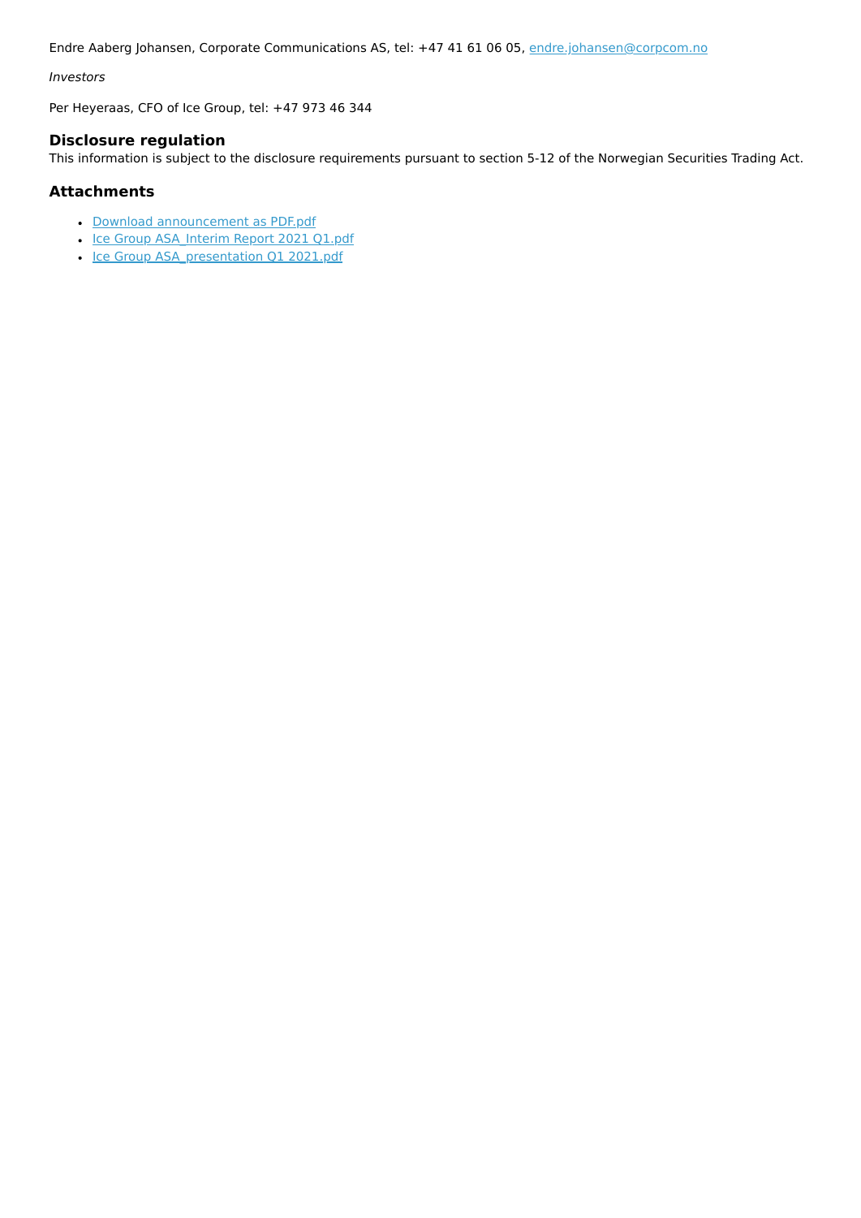Endre Aaberg Johansen, Corporate Communications AS, tel: +47 41 61 06 05, endre.johansen@corpcom.no

*Investors*

Per Heyeraas, CFO of Ice Group, tel: +47 973 46 344

### Disclosure regulation

This information is subject to the disclosure requirements pursuant to section 5-12 of the Norwegian Securities Trading Act.

### Attachments

- Download announcement as PDF.pdf
- Ice Group ASA_Interim Report 2021 Q1.pdf
- Ice Group ASA_presentation Q1 2021.pdf